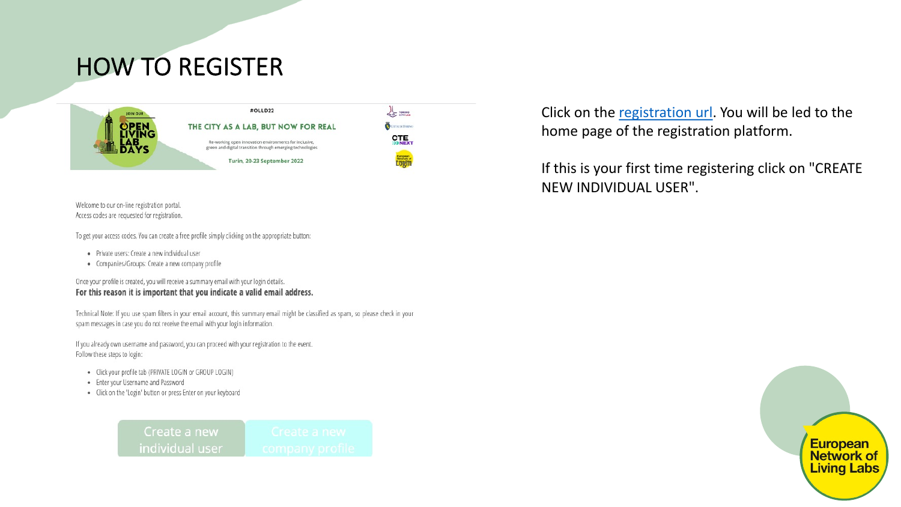# HOW TO REGISTER

#OLLD22

JOIN OUR OPEN LIVING LAB DAYS

THE CITY AS A LAB, BUT NOW FOR REAL

Re-working open innovation environments for inclusive, green and digital transition through emerging technologies

Turin, 20-23 September 2022

Welcome to our on-line registration portal.
Access codes are requested for registration.

To get your access codes, You can create a free profile simply clicking on the appropriate button:

- Private users: Create a new individual user
- Companies/Groups: Create a new company profile

Once your profile is created, you will receive a summary email with your login details.
**For this reason it is important that you indicate a valid email address.**

Technical Note: If you use spam filters in your email account, this summary email might be classified as spam, so please check in your spam messages in case you do not receive the email with your login information.

If you already own username and password, you can proceed with your registration to the event.
Follow these steps to login:

- Click your profile tab (PRIVATE LOGIN or GROUP LOGIN)
- Enter your Username and Password
- Click on the 'Login' button or press Enter on your keyboard

Create a new individual user | Create a new company profile

Click on the registration url. You will be led to the home page of the registration platform.

If this is your first time registering click on "CREATE NEW INDIVIDUAL USER".

European Network of Living Labs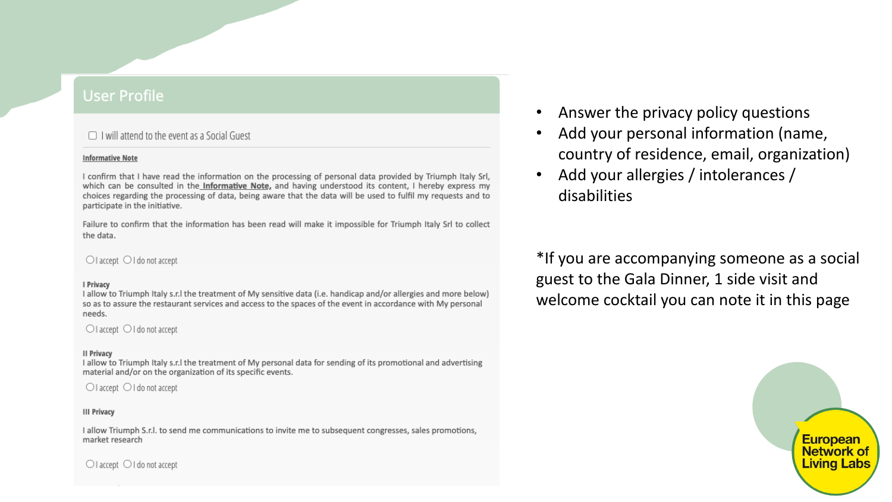## User Profile

☐ I will attend to the event as a Social Guest

**Informative Note**

I confirm that I have read the information on the processing of personal data provided by Triumph Italy Srl, which can be consulted in the **Informative Note**, and having understood its content, I hereby express my choices regarding the processing of data, being aware that the data will be used to fulfil my requests and to participate in the initiative.

Failure to confirm that the information has been read will make it impossible for Triumph Italy Srl to collect the data.

○ I accept ○ I do not accept

**I Privacy**

I allow to Triumph Italy s.r.l the treatment of My sensitive data (i.e. handicap and/or allergies and more below) so as to assure the restaurant services and access to the spaces of the event in accordance with My personal needs.

○ I accept ○ I do not accept

**II Privacy**

I allow to Triumph Italy s.r.l the treatment of My personal data for sending of its promotional and advertising material and/or on the organization of its specific events.

○ I accept ○ I do not accept

**III Privacy**

I allow Triumph S.r.l. to send me communications to invite me to subsequent congresses, sales promotions, market research

○ I accept ○ I do not accept

- Answer the privacy policy questions
- Add your personal information (name, country of residence, email, organization)
- Add your allergies / intolerances / disabilities

*If you are accompanying someone as a social guest to the Gala Dinner, 1 side visit and welcome cocktail you can note it in this page

European Network of Living Labs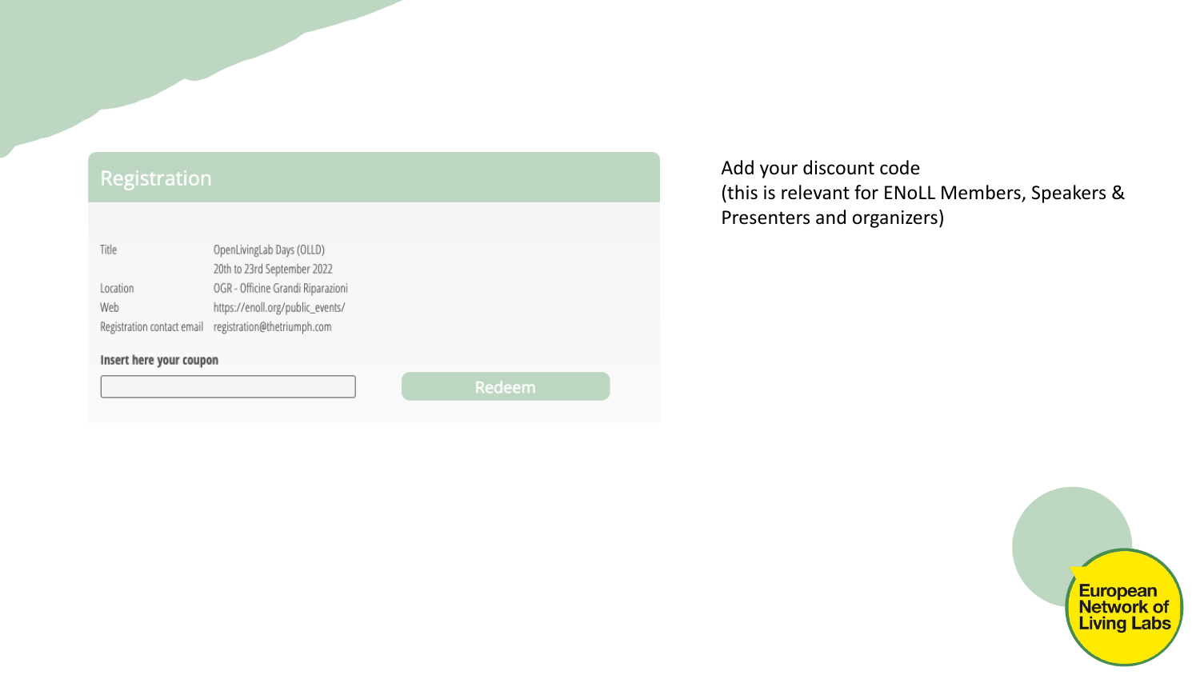## Registration

| | |
|---|---|
| Title | OpenLivingLab Days (OLLD) 20th to 23rd September 2022 |
| Location | OGR - Officine Grandi Riparazioni |
| Web | https://enoll.org/public_events/ |
| Registration contact email | registration@thetriumph.com |

**Insert here your coupon**

Redeem

Add your discount code
(this is relevant for ENoLL Members, Speakers & Presenters and organizers)

European Network of Living Labs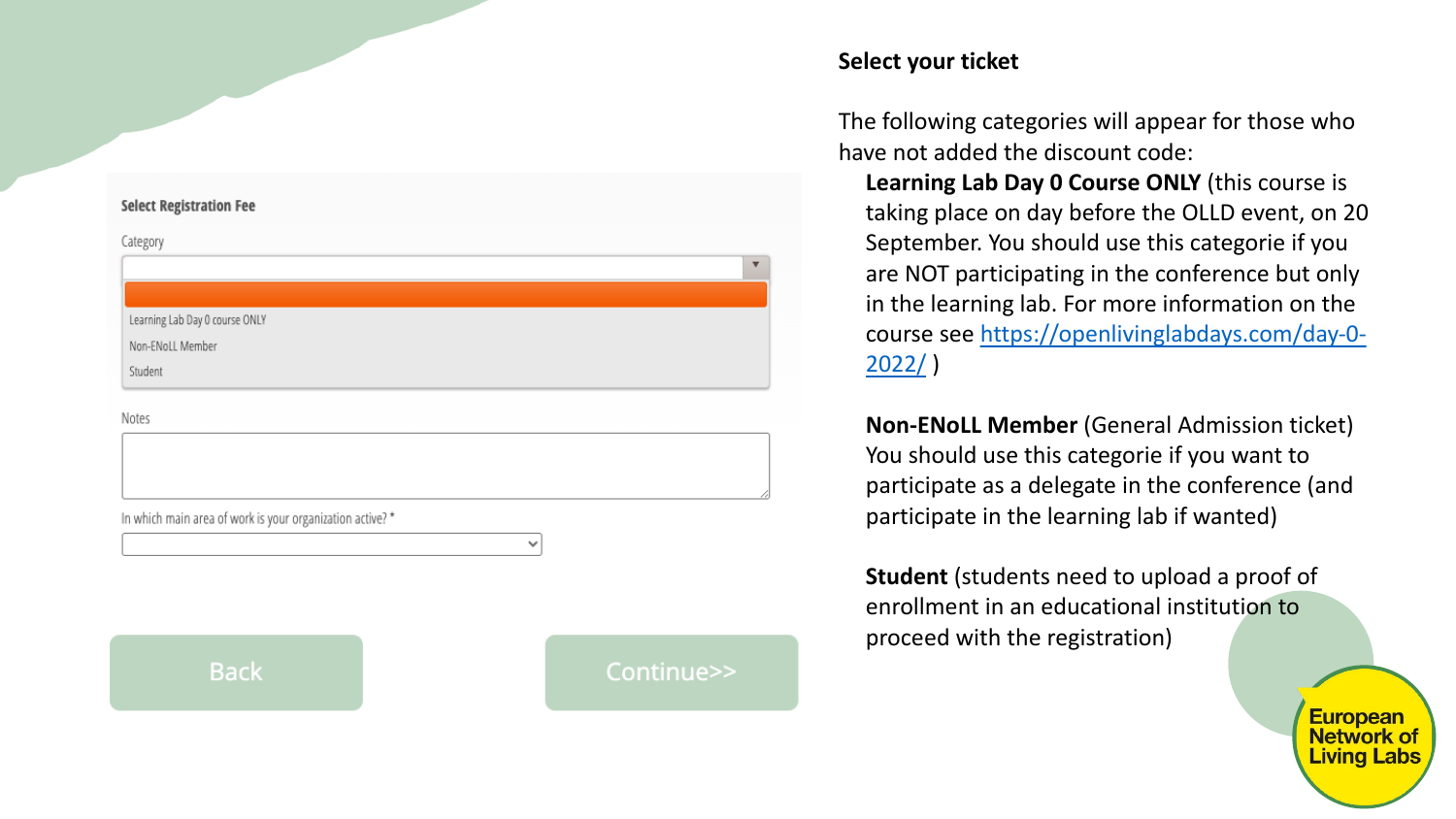Select Registration Fee

Category

- Learning Lab Day 0 course ONLY
- Non-ENoLL Member
- Student

Notes

In which main area of work is your organization active? *

Back

Continue>>

## Select your ticket

The following categories will appear for those who have not added the discount code:

**Learning Lab Day 0 Course ONLY** (this course is taking place on day before the OLLD event, on 20 September. You should use this categorie if you are NOT participating in the conference but only in the learning lab. For more information on the course see [https://openlivinglabdays.com/day-0-2022/](https://openlivinglabdays.com/day-0-2022/) )

**Non-ENoLL Member** (General Admission ticket) You should use this categorie if you want to participate as a delegate in the conference (and participate in the learning lab if wanted)

**Student** (students need to upload a proof of enrollment in an educational institution to proceed with the registration)

European Network of Living Labs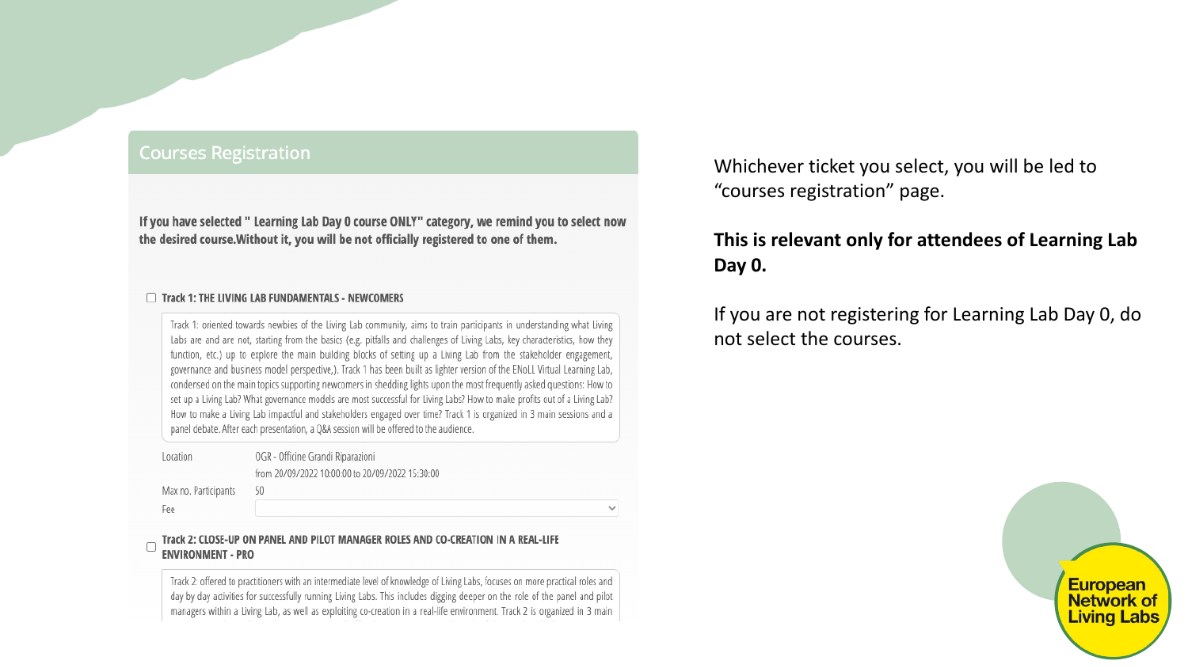## Courses Registration

**If you have selected " Learning Lab Day 0 course ONLY" category, we remind you to select now the desired course.Without it, you will be not officially registered to one of them.**

☐ **Track 1: THE LIVING LAB FUNDAMENTALS - NEWCOMERS**

Track 1: oriented towards newbies of the Living Lab community, aims to train participants in understanding what Living Labs are and are not, starting from the basics (e.g. pitfalls and challenges of Living Labs, key characteristics, how they function, etc.) up to explore the main building blocks of setting up a Living Lab from the stakeholder engagement, governance and business model perspective,). Track 1 has been built as lighter version of the ENoLL Virtual Learning Lab, condensed on the main topics supporting newcomers in shedding lights upon the most frequently asked questions: How to set up a Living Lab? What governance models are most successful for Living Labs? How to make profits out of a Living Lab? How to make a Living Lab impactful and stakeholders engaged over time? Track 1 is organized in 3 main sessions and a panel debate. After each presentation, a Q&A session will be offered to the audience.

| | |
|---|---|
| Location | OGR - Officine Grandi Riparazioni |
| | from 20/09/2022 10:00:00 to 20/09/2022 15:30:00 |
| Max no. Participants | 50 |
| Fee | |

☐ **Track 2: CLOSE-UP ON PANEL AND PILOT MANAGER ROLES AND CO-CREATION IN A REAL-LIFE ENVIRONMENT - PRO**

Track 2: offered to practitioners with an intermediate level of knowledge of Living Labs, focuses on more practical roles and day by day activities for successfully running Living Labs. This includes digging deeper on the role of the panel and pilot managers within a Living Lab, as well as exploiting co-creation in a real-life environment. Track 2 is organized in 3 main

Whichever ticket you select, you will be led to "courses registration" page.

**This is relevant only for attendees of Learning Lab Day 0.**

If you are not registering for Learning Lab Day 0, do not select the courses.

European Network of Living Labs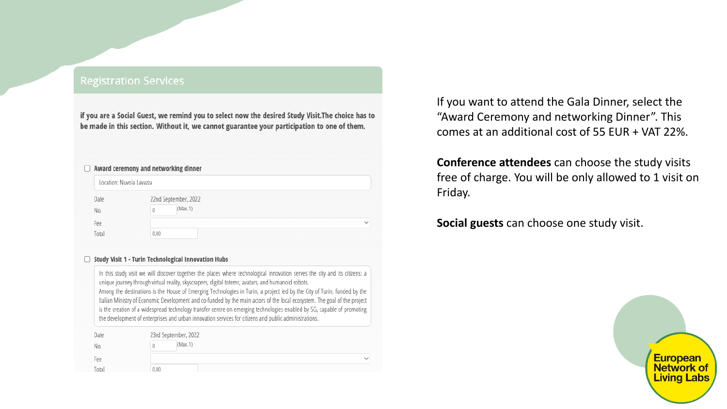## Registration Services

**if you are a Social Guest, we remind you to select now the desired Study Visit.The choice has to be made in this section. Without it, we cannot guarantee your participation to one of them.**

☐ **Award ceremony and networking dinner**

Location: Nuvola Lavazza

| | |
|---|---|
| Date | 22nd September, 2022 |
| No. | 0 (Max. 1) |
| Fee | |
| Total | 0,00 |

☐ **Study Visit 1 - Turin Technological Innovation Hubs**

In this study visit we will discover together the places where technological innovation serves the city and its citizens: a unique journey through virtual reality, skyscrapers, digital totems, avatars, and humanoid robots.
Among the destinations is the House of Emerging Technologies in Turin, a project led by the City of Turin, funded by the Italian Ministry of Economic Development and co-funded by the main actors of the local ecosystem. The goal of the project is the creation of a widespread technology transfer centre on emerging technologies enabled by 5G, capable of promoting the development of enterprises and urban innovation services for citizens and public administrations.

| | |
|---|---|
| Date | 23rd September, 2022 |
| No. | 0 (Max. 1) |
| Fee | |
| Total | 0,00 |

If you want to attend the Gala Dinner, select the "Award Ceremony and networking Dinner". This comes at an additional cost of 55 EUR + VAT 22%.

**Conference attendees** can choose the study visits free of charge. You will be only allowed to 1 visit on Friday.

**Social guests** can choose one study visit.

European Network of Living Labs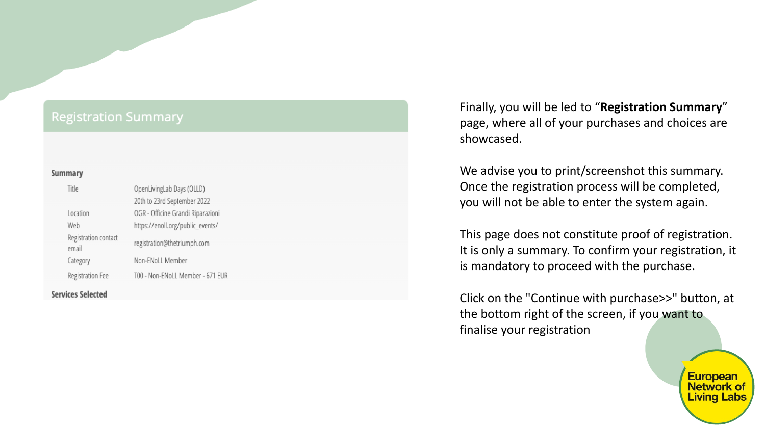## Registration Summary

**Summary**

| | |
|---|---|
| Title | OpenLivingLab Days (OLLD) 20th to 23rd September 2022 |
| Location | OGR - Officine Grandi Riparazioni |
| Web | https://enoll.org/public_events/ |
| Registration contact email | registration@thetriumph.com |
| Category | Non-ENoLL Member |
| Registration Fee | T00 - Non-ENoLL Member - 671 EUR |

**Services Selected**

Finally, you will be led to "**Registration Summary**" page, where all of your purchases and choices are showcased.

We advise you to print/screenshot this summary. Once the registration process will be completed, you will not be able to enter the system again.

This page does not constitute proof of registration. It is only a summary. To confirm your registration, it is mandatory to proceed with the purchase.

Click on the "Continue with purchase>>" button, at the bottom right of the screen, if you want to finalise your registration

European Network of Living Labs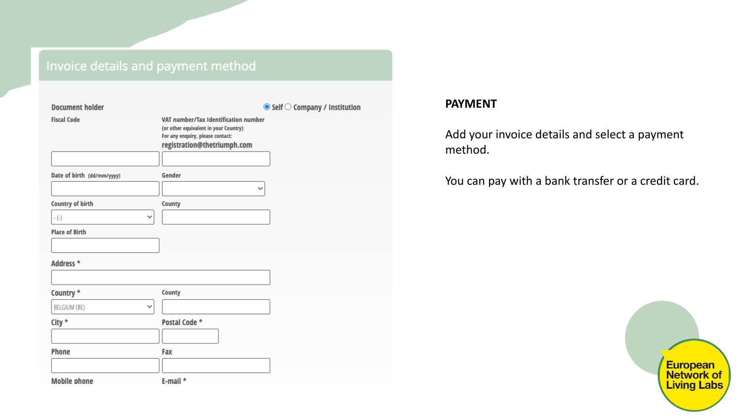## Invoice details and payment method

Document holder ◉ Self ○ Company / Institution

| Fiscal Code | VAT number/Tax Identification number (or other equivalent in your Country) For any enquiry, please contact: registration@thetriumph.com |
|---|---|
| Date of birth (dd/mm/yyyy) | Gender |
| Country of birth - (-) | County |
| Place of Birth | |

Address *

| Country * BELGIUM (BE) | County |
|---|---|
| City * | Postal Code * |
| Phone | Fax |
| Mobile phone | E-mail * |

**PAYMENT**

Add your invoice details and select a payment method.

You can pay with a bank transfer or a credit card.

European Network of Living Labs